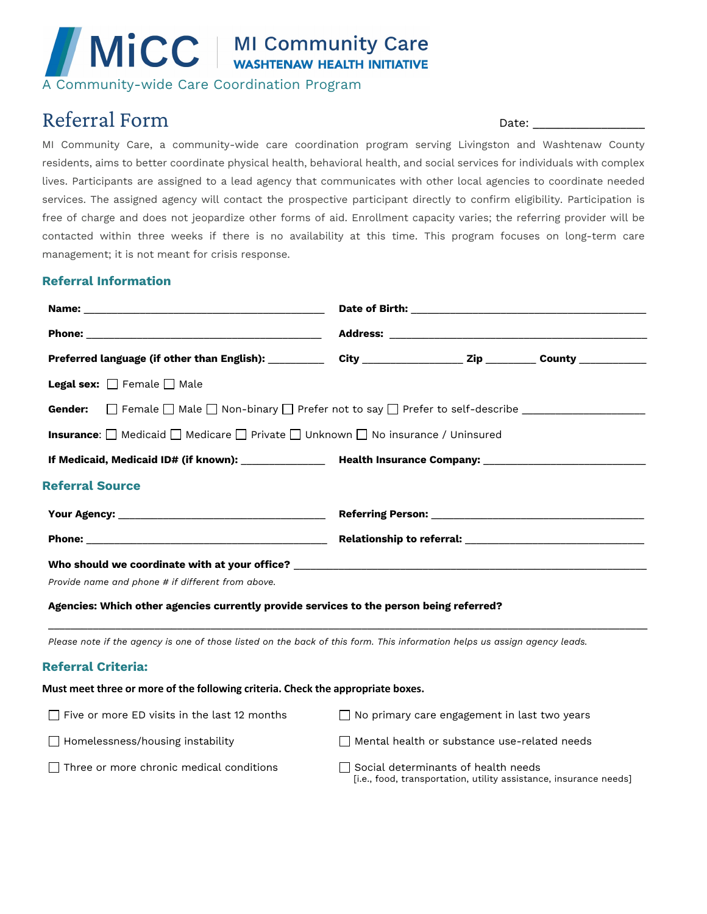MiCC | MI Community Care
WASHTENAW HEALTH INITIATIVE

A Community-wide Care Coordination Program

# Referral Form

Date: _______________

MI Community Care, a community-wide care coordination program serving Livingston and Washtenaw County residents, aims to better coordinate physical health, behavioral health, and social services for individuals with complex lives. Participants are assigned to a lead agency that communicates with other local agencies to coordinate needed services. The assigned agency will contact the prospective participant directly to confirm eligibility. Participation is free of charge and does not jeopardize other forms of aid. Enrollment capacity varies; the referring provider will be contacted within three weeks if there is no availability at this time. This program focuses on long-term care management; it is not meant for crisis response.

## Referral Information

**Name:** ________________________________________ **Date of Birth:** ________________________________________

**Phone:** ________________________________________ **Address:** ________________________________________

**Preferred language (if other than English):** __________ **City** _______________ **Zip** ________ **County** ___________

**Legal sex:** ☐ Female ☐ Male

**Gender:** ☐ Female ☐ Male ☐ Non-binary ☐ Prefer not to say ☐ Prefer to self-describe ___________________

**Insurance**: ☐ Medicaid ☐ Medicare ☐ Private ☐ Unknown ☐ No insurance / Uninsured

**If Medicaid, Medicaid ID# (if known):** ______________ **Health Insurance Company:** ___________________________

## Referral Source

**Your Agency:** ___________________________________ **Referring Person:** ___________________________________

**Phone:** ________________________________________ **Relationship to referral:** ______________________________

**Who should we coordinate with at your office?** _____________________________________________________________

*Provide name and phone # if different from above.*

**Agencies: Which other agencies currently provide services to the person being referred?**

_______________________________________________________________________________________________

*Please note if the agency is one of those listed on the back of this form. This information helps us assign agency leads.*

## Referral Criteria:

**Must meet three or more of the following criteria. Check the appropriate boxes.**

☐ Five or more ED visits in the last 12 months

☐ No primary care engagement in last two years

☐ Homelessness/housing instability

☐ Mental health or substance use-related needs

☐ Three or more chronic medical conditions

☐ Social determinants of health needs
[i.e., food, transportation, utility assistance, insurance needs]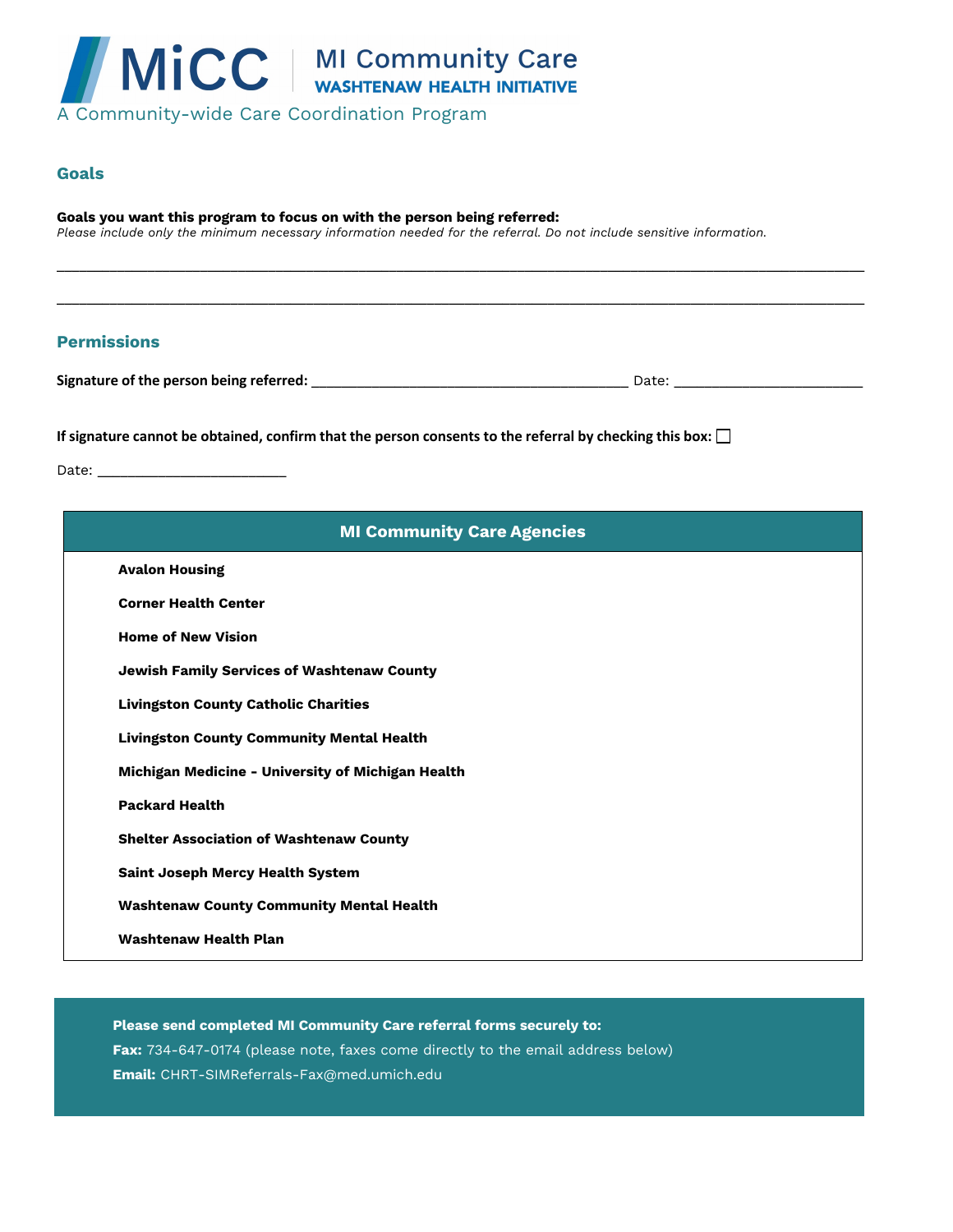**MiCC** | **MI Community Care**
**WASHTENAW HEALTH INITIATIVE**

A Community-wide Care Coordination Program

## Goals

**Goals you want this program to focus on with the person being referred:**
*Please include only the minimum necessary information needed for the referral. Do not include sensitive information.*

______________________________________________________________________________

______________________________________________________________________________

## Permissions

**Signature of the person being referred:** ________________________________ Date: ____________________

**If signature cannot be obtained, confirm that the person consents to the referral by checking this box:** ☐

Date: ____________________

| MI Community Care Agencies |
|---|
| **Avalon Housing** |
| **Corner Health Center** |
| **Home of New Vision** |
| **Jewish Family Services of Washtenaw County** |
| **Livingston County Catholic Charities** |
| **Livingston County Community Mental Health** |
| **Michigan Medicine - University of Michigan Health** |
| **Packard Health** |
| **Shelter Association of Washtenaw County** |
| **Saint Joseph Mercy Health System** |
| **Washtenaw County Community Mental Health** |
| **Washtenaw Health Plan** |

**Please send completed MI Community Care referral forms securely to:**

**Fax:** 734-647-0174 (please note, faxes come directly to the email address below)

**Email:** CHRT-SIMReferrals-Fax@med.umich.edu